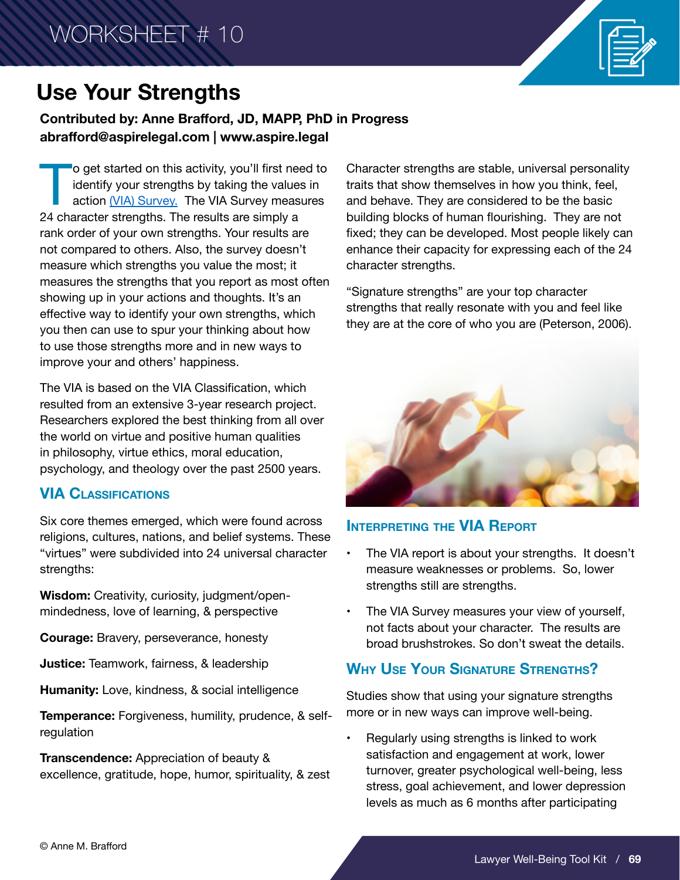WORKSHEET # 10

# Use Your Strengths

**Contributed by: Anne Brafford, JD, MAPP, PhD in Progress**
**abrafford@aspirelegal.com | www.aspire.legal**

To get started on this activity, you'll first need to identify your strengths by taking the values in action (VIA) Survey. The VIA Survey measures 24 character strengths. The results are simply a rank order of your own strengths. Your results are not compared to others. Also, the survey doesn't measure which strengths you value the most; it measures the strengths that you report as most often showing up in your actions and thoughts. It's an effective way to identify your own strengths, which you then can use to spur your thinking about how to use those strengths more and in new ways to improve your and others' happiness.

The VIA is based on the VIA Classification, which resulted from an extensive 3-year research project. Researchers explored the best thinking from all over the world on virtue and positive human qualities in philosophy, virtue ethics, moral education, psychology, and theology over the past 2500 years.

## VIA Classifications

Six core themes emerged, which were found across religions, cultures, nations, and belief systems. These "virtues" were subdivided into 24 universal character strengths:

**Wisdom:** Creativity, curiosity, judgment/open-mindedness, love of learning, & perspective

**Courage:** Bravery, perseverance, honesty

**Justice:** Teamwork, fairness, & leadership

**Humanity:** Love, kindness, & social intelligence

**Temperance:** Forgiveness, humility, prudence, & self-regulation

**Transcendence:** Appreciation of beauty & excellence, gratitude, hope, humor, spirituality, & zest

Character strengths are stable, universal personality traits that show themselves in how you think, feel, and behave. They are considered to be the basic building blocks of human flourishing. They are not fixed; they can be developed. Most people likely can enhance their capacity for expressing each of the 24 character strengths.

"Signature strengths" are your top character strengths that really resonate with you and feel like they are at the core of who you are (Peterson, 2006).

## Interpreting the VIA Report

- The VIA report is about your strengths. It doesn't measure weaknesses or problems. So, lower strengths still are strengths.
- The VIA Survey measures your view of yourself, not facts about your character. The results are broad brushstrokes. So don't sweat the details.

## Why Use Your Signature Strengths?

Studies show that using your signature strengths more or in new ways can improve well-being.

- Regularly using strengths is linked to work satisfaction and engagement at work, lower turnover, greater psychological well-being, less stress, goal achievement, and lower depression levels as much as 6 months after participating

© Anne M. Brafford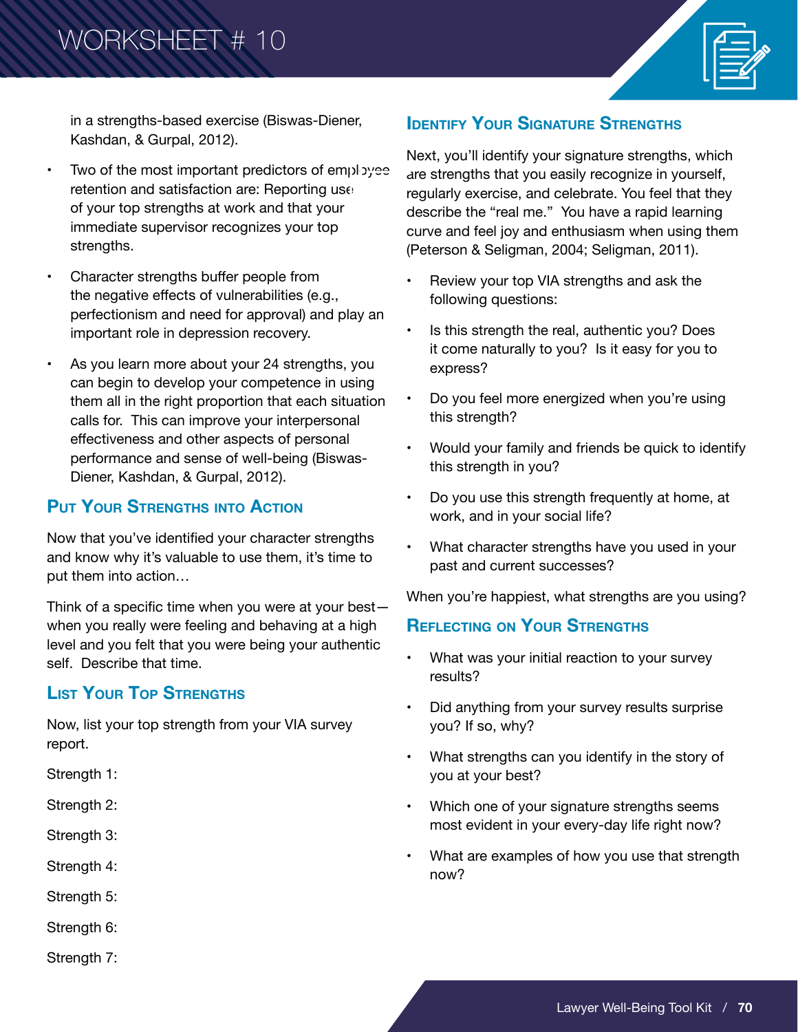in a strengths-based exercise (Biswas-Diener, Kashdan, & Gurpal, 2012).

- Two of the most important predictors of employee retention and satisfaction are: Reporting use of your top strengths at work and that your immediate supervisor recognizes your top strengths.
- Character strengths buffer people from the negative effects of vulnerabilities (e.g., perfectionism and need for approval) and play an important role in depression recovery.
- As you learn more about your 24 strengths, you can begin to develop your competence in using them all in the right proportion that each situation calls for. This can improve your interpersonal effectiveness and other aspects of personal performance and sense of well-being (Biswas-Diener, Kashdan, & Gurpal, 2012).

## Put Your Strengths into Action

Now that you've identified your character strengths and know why it's valuable to use them, it's time to put them into action…

Think of a specific time when you were at your best—when you really were feeling and behaving at a high level and you felt that you were being your authentic self. Describe that time.

## List Your Top Strengths

Now, list your top strength from your VIA survey report.

Strength 1:

Strength 2:

Strength 3:

Strength 4:

Strength 5:

Strength 6:

Strength 7:

## Identify Your Signature Strengths

Next, you'll identify your signature strengths, which are strengths that you easily recognize in yourself, regularly exercise, and celebrate. You feel that they describe the "real me." You have a rapid learning curve and feel joy and enthusiasm when using them (Peterson & Seligman, 2004; Seligman, 2011).

- Review your top VIA strengths and ask the following questions:
- Is this strength the real, authentic you? Does it come naturally to you? Is it easy for you to express?
- Do you feel more energized when you're using this strength?
- Would your family and friends be quick to identify this strength in you?
- Do you use this strength frequently at home, at work, and in your social life?
- What character strengths have you used in your past and current successes?

When you're happiest, what strengths are you using?

## Reflecting on Your Strengths

- What was your initial reaction to your survey results?
- Did anything from your survey results surprise you? If so, why?
- What strengths can you identify in the story of you at your best?
- Which one of your signature strengths seems most evident in your every-day life right now?
- What are examples of how you use that strength now?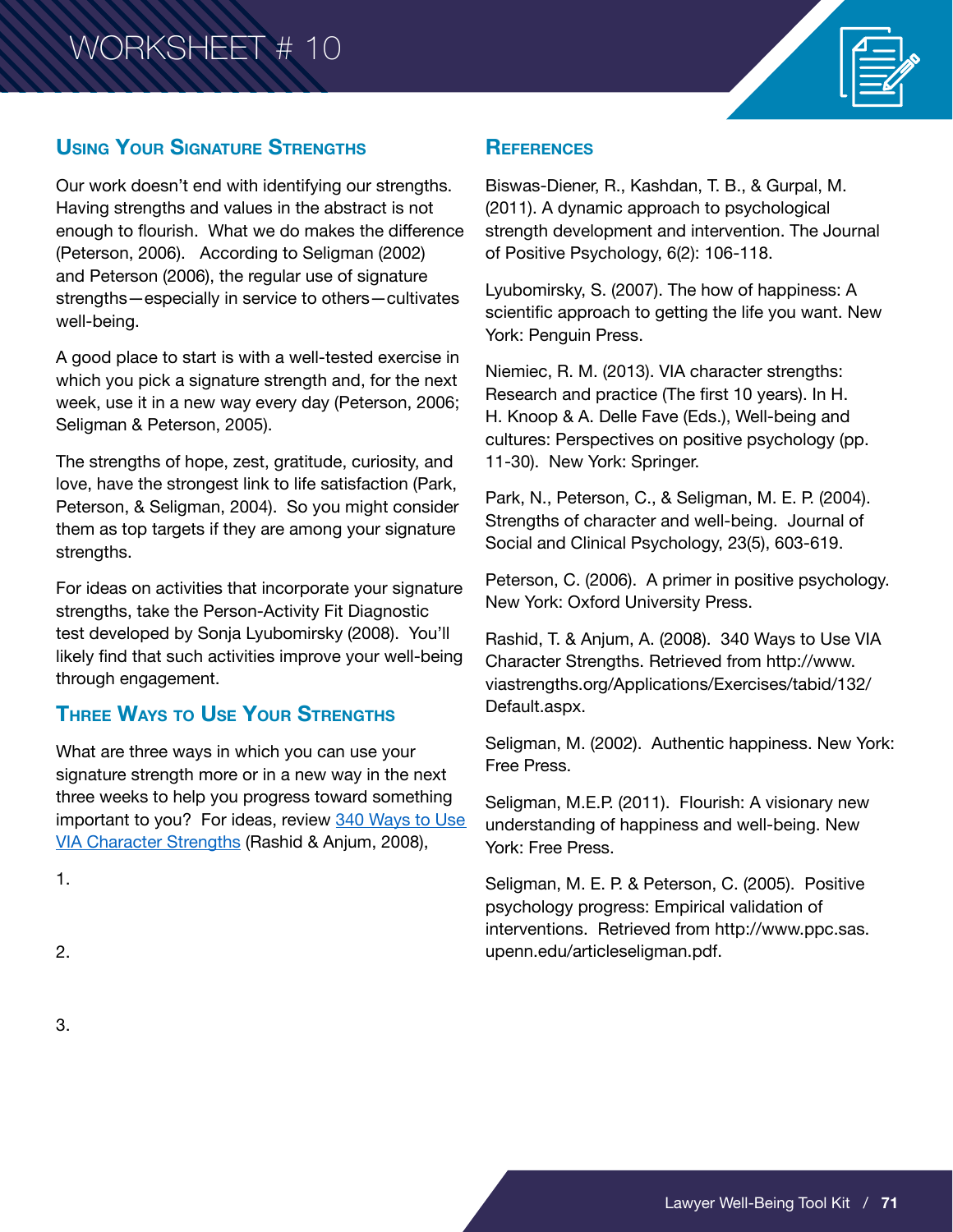# WORKSHEET # 10

## Using Your Signature Strengths

Our work doesn't end with identifying our strengths. Having strengths and values in the abstract is not enough to flourish. What we do makes the difference (Peterson, 2006). According to Seligman (2002) and Peterson (2006), the regular use of signature strengths—especially in service to others—cultivates well-being.

A good place to start is with a well-tested exercise in which you pick a signature strength and, for the next week, use it in a new way every day (Peterson, 2006; Seligman & Peterson, 2005).

The strengths of hope, zest, gratitude, curiosity, and love, have the strongest link to life satisfaction (Park, Peterson, & Seligman, 2004). So you might consider them as top targets if they are among your signature strengths.

For ideas on activities that incorporate your signature strengths, take the Person-Activity Fit Diagnostic test developed by Sonja Lyubomirsky (2008). You'll likely find that such activities improve your well-being through engagement.

## Three Ways to Use Your Strengths

What are three ways in which you can use your signature strength more or in a new way in the next three weeks to help you progress toward something important to you? For ideas, review 340 Ways to Use VIA Character Strengths (Rashid & Anjum, 2008),

1.

2.

3.

## References

Biswas-Diener, R., Kashdan, T. B., & Gurpal, M. (2011). A dynamic approach to psychological strength development and intervention. The Journal of Positive Psychology, 6(2): 106-118.

Lyubomirsky, S. (2007). The how of happiness: A scientific approach to getting the life you want. New York: Penguin Press.

Niemiec, R. M. (2013). VIA character strengths: Research and practice (The first 10 years). In H. H. Knoop & A. Delle Fave (Eds.), Well-being and cultures: Perspectives on positive psychology (pp. 11-30). New York: Springer.

Park, N., Peterson, C., & Seligman, M. E. P. (2004). Strengths of character and well-being. Journal of Social and Clinical Psychology, 23(5), 603-619.

Peterson, C. (2006). A primer in positive psychology. New York: Oxford University Press.

Rashid, T. & Anjum, A. (2008). 340 Ways to Use VIA Character Strengths. Retrieved from http://www.viastrengths.org/Applications/Exercises/tabid/132/Default.aspx.

Seligman, M. (2002). Authentic happiness. New York: Free Press.

Seligman, M.E.P. (2011). Flourish: A visionary new understanding of happiness and well-being. New York: Free Press.

Seligman, M. E. P. & Peterson, C. (2005). Positive psychology progress: Empirical validation of interventions. Retrieved from http://www.ppc.sas.upenn.edu/articleseligman.pdf.